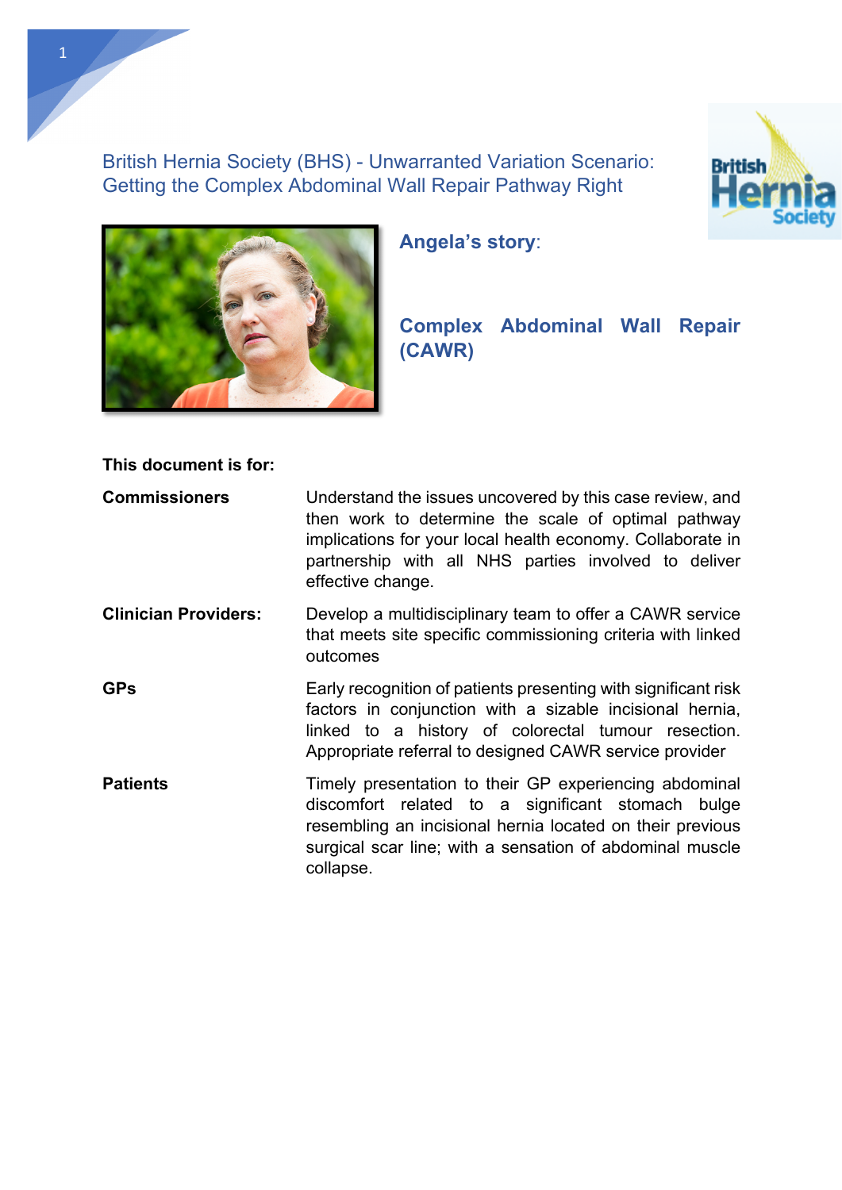# British Hernia Society (BHS) - Unwarranted Variation Scenario: Getting the Complex Abdominal Wall Repair Pathway Right

## Angela's story:

## Complex Abdominal Wall Repair (CAWR)

**This document is for:**

| | |
|---|---|
| **Commissioners** | Understand the issues uncovered by this case review, and then work to determine the scale of optimal pathway implications for your local health economy. Collaborate in partnership with all NHS parties involved to deliver effective change. |
| **Clinician Providers:** | Develop a multidisciplinary team to offer a CAWR service that meets site specific commissioning criteria with linked outcomes |
| **GPs** | Early recognition of patients presenting with significant risk factors in conjunction with a sizable incisional hernia, linked to a history of colorectal tumour resection. Appropriate referral to designed CAWR service provider |
| **Patients** | Timely presentation to their GP experiencing abdominal discomfort related to a significant stomach bulge resembling an incisional hernia located on their previous surgical scar line; with a sensation of abdominal muscle collapse. |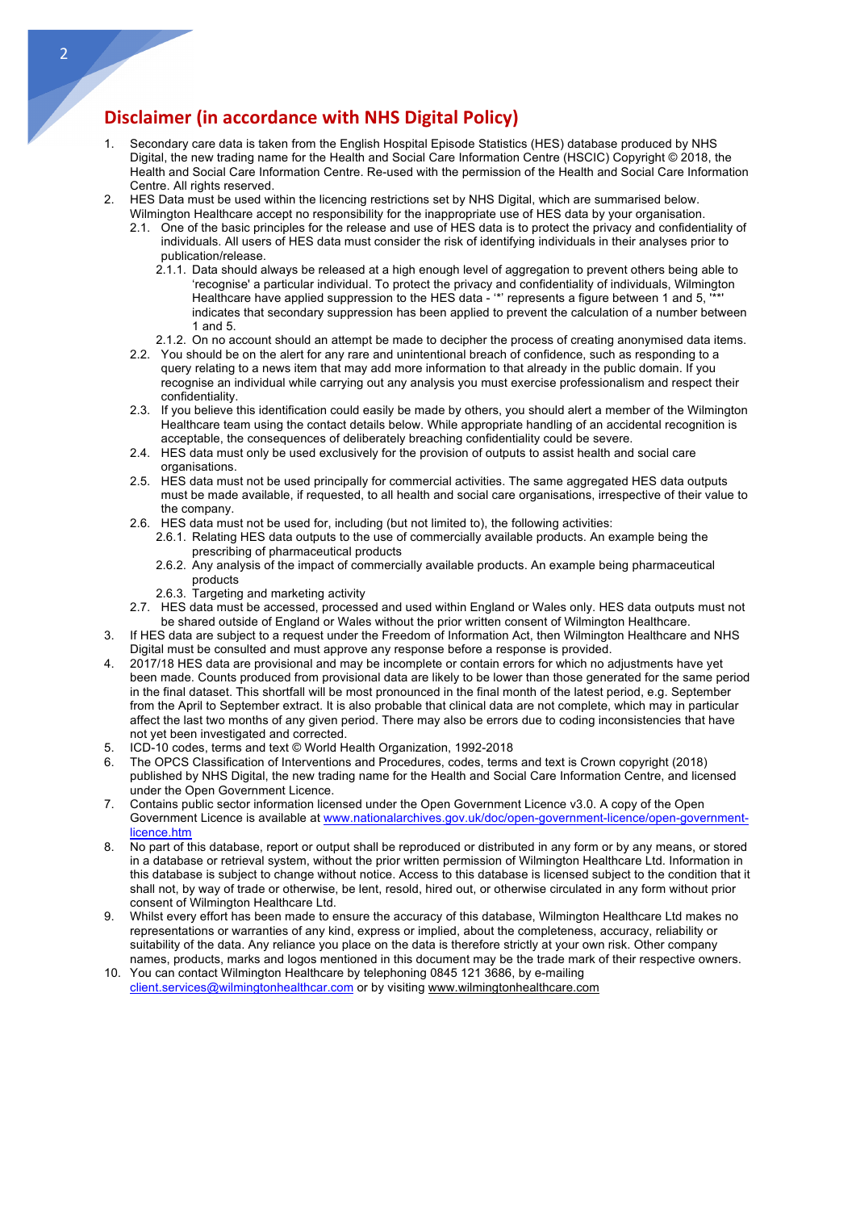## Disclaimer (in accordance with NHS Digital Policy)

1. Secondary care data is taken from the English Hospital Episode Statistics (HES) database produced by NHS Digital, the new trading name for the Health and Social Care Information Centre (HSCIC) Copyright © 2018, the Health and Social Care Information Centre. Re-used with the permission of the Health and Social Care Information Centre. All rights reserved.
2. HES Data must be used within the licencing restrictions set by NHS Digital, which are summarised below. Wilmington Healthcare accept no responsibility for the inappropriate use of HES data by your organisation.
   - 2.1. One of the basic principles for the release and use of HES data is to protect the privacy and confidentiality of individuals. All users of HES data must consider the risk of identifying individuals in their analyses prior to publication/release.
     - 2.1.1. Data should always be released at a high enough level of aggregation to prevent others being able to 'recognise' a particular individual. To protect the privacy and confidentiality of individuals, Wilmington Healthcare have applied suppression to the HES data - '*' represents a figure between 1 and 5, '**' indicates that secondary suppression has been applied to prevent the calculation of a number between 1 and 5.
     - 2.1.2. On no account should an attempt be made to decipher the process of creating anonymised data items.
   - 2.2. You should be on the alert for any rare and unintentional breach of confidence, such as responding to a query relating to a news item that may add more information to that already in the public domain. If you recognise an individual while carrying out any analysis you must exercise professionalism and respect their confidentiality.
   - 2.3. If you believe this identification could easily be made by others, you should alert a member of the Wilmington Healthcare team using the contact details below. While appropriate handling of an accidental recognition is acceptable, the consequences of deliberately breaching confidentiality could be severe.
   - 2.4. HES data must only be used exclusively for the provision of outputs to assist health and social care organisations.
   - 2.5. HES data must not be used principally for commercial activities. The same aggregated HES data outputs must be made available, if requested, to all health and social care organisations, irrespective of their value to the company.
   - 2.6. HES data must not be used for, including (but not limited to), the following activities:
     - 2.6.1. Relating HES data outputs to the use of commercially available products. An example being the prescribing of pharmaceutical products
     - 2.6.2. Any analysis of the impact of commercially available products. An example being pharmaceutical products
     - 2.6.3. Targeting and marketing activity
   - 2.7. HES data must be accessed, processed and used within England or Wales only. HES data outputs must not be shared outside of England or Wales without the prior written consent of Wilmington Healthcare.
3. If HES data are subject to a request under the Freedom of Information Act, then Wilmington Healthcare and NHS Digital must be consulted and must approve any response before a response is provided.
4. 2017/18 HES data are provisional and may be incomplete or contain errors for which no adjustments have yet been made. Counts produced from provisional data are likely to be lower than those generated for the same period in the final dataset. This shortfall will be most pronounced in the final month of the latest period, e.g. September from the April to September extract. It is also probable that clinical data are not complete, which may in particular affect the last two months of any given period. There may also be errors due to coding inconsistencies that have not yet been investigated and corrected.
5. ICD-10 codes, terms and text © World Health Organization, 1992-2018
6. The OPCS Classification of Interventions and Procedures, codes, terms and text is Crown copyright (2018) published by NHS Digital, the new trading name for the Health and Social Care Information Centre, and licensed under the Open Government Licence.
7. Contains public sector information licensed under the Open Government Licence v3.0. A copy of the Open Government Licence is available at www.nationalarchives.gov.uk/doc/open-government-licence/open-government-licence.htm
8. No part of this database, report or output shall be reproduced or distributed in any form or by any means, or stored in a database or retrieval system, without the prior written permission of Wilmington Healthcare Ltd. Information in this database is subject to change without notice. Access to this database is licensed subject to the condition that it shall not, by way of trade or otherwise, be lent, resold, hired out, or otherwise circulated in any form without prior consent of Wilmington Healthcare Ltd.
9. Whilst every effort has been made to ensure the accuracy of this database, Wilmington Healthcare Ltd makes no representations or warranties of any kind, express or implied, about the completeness, accuracy, reliability or suitability of the data. Any reliance you place on the data is therefore strictly at your own risk. Other company names, products, marks and logos mentioned in this document may be the trade mark of their respective owners.
10. You can contact Wilmington Healthcare by telephoning 0845 121 3686, by e-mailing client.services@wilmingtonhealthcar.com or by visiting www.wilmingtonhealthcare.com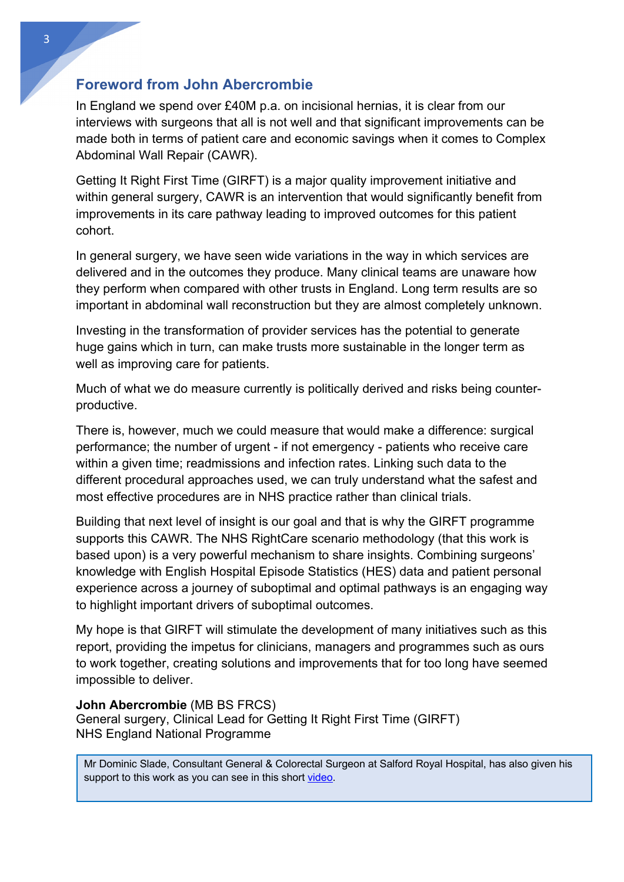## Foreword from John Abercrombie

In England we spend over £40M p.a. on incisional hernias, it is clear from our interviews with surgeons that all is not well and that significant improvements can be made both in terms of patient care and economic savings when it comes to Complex Abdominal Wall Repair (CAWR).

Getting It Right First Time (GIRFT) is a major quality improvement initiative and within general surgery, CAWR is an intervention that would significantly benefit from improvements in its care pathway leading to improved outcomes for this patient cohort.

In general surgery, we have seen wide variations in the way in which services are delivered and in the outcomes they produce. Many clinical teams are unaware how they perform when compared with other trusts in England. Long term results are so important in abdominal wall reconstruction but they are almost completely unknown.

Investing in the transformation of provider services has the potential to generate huge gains which in turn, can make trusts more sustainable in the longer term as well as improving care for patients.

Much of what we do measure currently is politically derived and risks being counter-productive.

There is, however, much we could measure that would make a difference: surgical performance; the number of urgent - if not emergency - patients who receive care within a given time; readmissions and infection rates. Linking such data to the different procedural approaches used, we can truly understand what the safest and most effective procedures are in NHS practice rather than clinical trials.

Building that next level of insight is our goal and that is why the GIRFT programme supports this CAWR. The NHS RightCare scenario methodology (that this work is based upon) is a very powerful mechanism to share insights. Combining surgeons' knowledge with English Hospital Episode Statistics (HES) data and patient personal experience across a journey of suboptimal and optimal pathways is an engaging way to highlight important drivers of suboptimal outcomes.

My hope is that GIRFT will stimulate the development of many initiatives such as this report, providing the impetus for clinicians, managers and programmes such as ours to work together, creating solutions and improvements that for too long have seemed impossible to deliver.

**John Abercrombie** (MB BS FRCS)
General surgery, Clinical Lead for Getting It Right First Time (GIRFT)
NHS England National Programme

> Mr Dominic Slade, Consultant General & Colorectal Surgeon at Salford Royal Hospital, has also given his support to this work as you can see in this short video.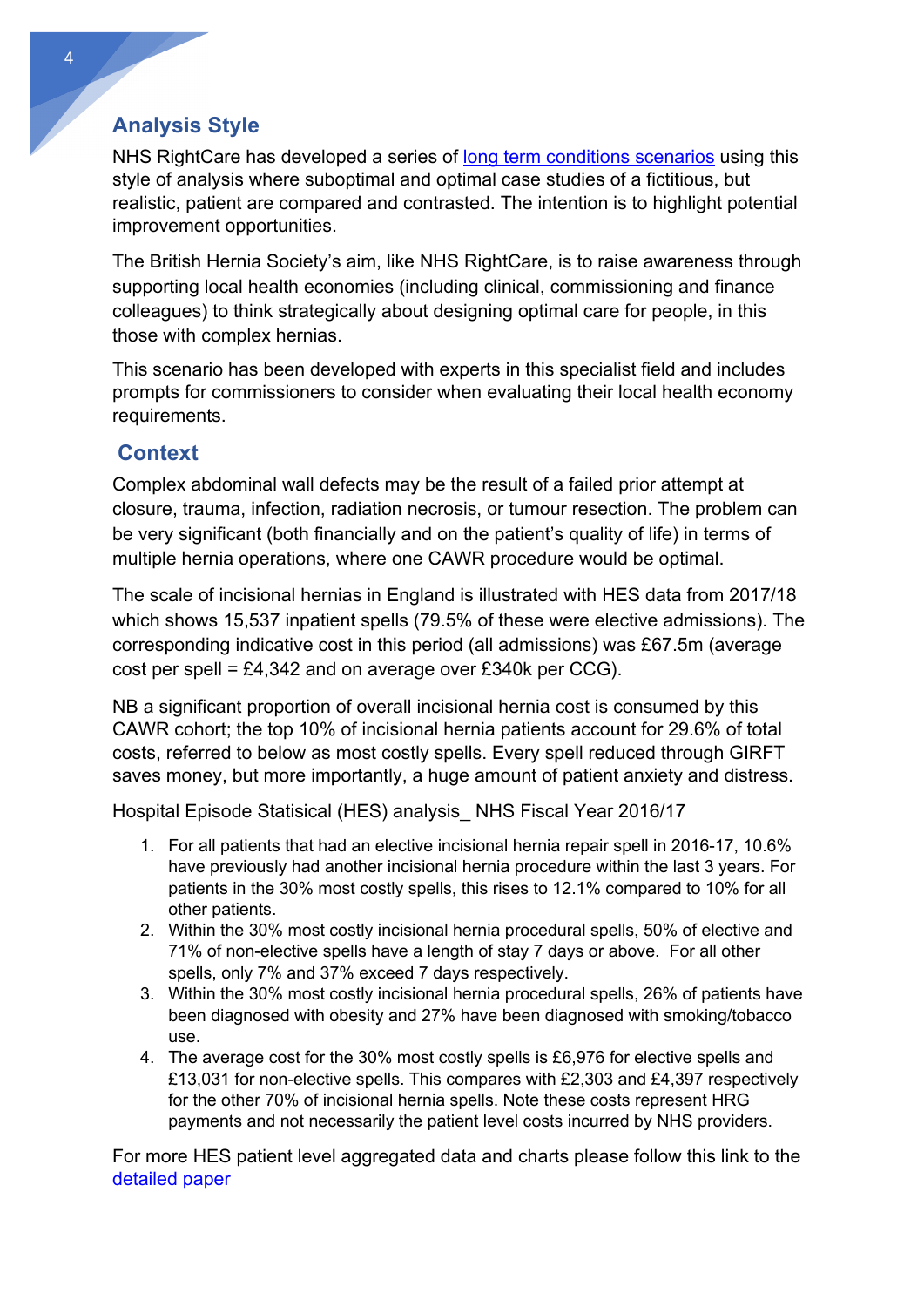## Analysis Style

NHS RightCare has developed a series of [long term conditions scenarios]() using this style of analysis where suboptimal and optimal case studies of a fictitious, but realistic, patient are compared and contrasted. The intention is to highlight potential improvement opportunities.

The British Hernia Society's aim, like NHS RightCare, is to raise awareness through supporting local health economies (including clinical, commissioning and finance colleagues) to think strategically about designing optimal care for people, in this those with complex hernias.

This scenario has been developed with experts in this specialist field and includes prompts for commissioners to consider when evaluating their local health economy requirements.

## Context

Complex abdominal wall defects may be the result of a failed prior attempt at closure, trauma, infection, radiation necrosis, or tumour resection. The problem can be very significant (both financially and on the patient's quality of life) in terms of multiple hernia operations, where one CAWR procedure would be optimal.

The scale of incisional hernias in England is illustrated with HES data from 2017/18 which shows 15,537 inpatient spells (79.5% of these were elective admissions). The corresponding indicative cost in this period (all admissions) was £67.5m (average cost per spell = £4,342 and on average over £340k per CCG).

NB a significant proportion of overall incisional hernia cost is consumed by this CAWR cohort; the top 10% of incisional hernia patients account for 29.6% of total costs, referred to below as most costly spells. Every spell reduced through GIRFT saves money, but more importantly, a huge amount of patient anxiety and distress.

Hospital Episode Statisical (HES) analysis_ NHS Fiscal Year 2016/17

1. For all patients that had an elective incisional hernia repair spell in 2016-17, 10.6% have previously had another incisional hernia procedure within the last 3 years. For patients in the 30% most costly spells, this rises to 12.1% compared to 10% for all other patients.
2. Within the 30% most costly incisional hernia procedural spells, 50% of elective and 71% of non-elective spells have a length of stay 7 days or above. For all other spells, only 7% and 37% exceed 7 days respectively.
3. Within the 30% most costly incisional hernia procedural spells, 26% of patients have been diagnosed with obesity and 27% have been diagnosed with smoking/tobacco use.
4. The average cost for the 30% most costly spells is £6,976 for elective spells and £13,031 for non-elective spells. This compares with £2,303 and £4,397 respectively for the other 70% of incisional hernia spells. Note these costs represent HRG payments and not necessarily the patient level costs incurred by NHS providers.

For more HES patient level aggregated data and charts please follow this link to the [detailed paper]()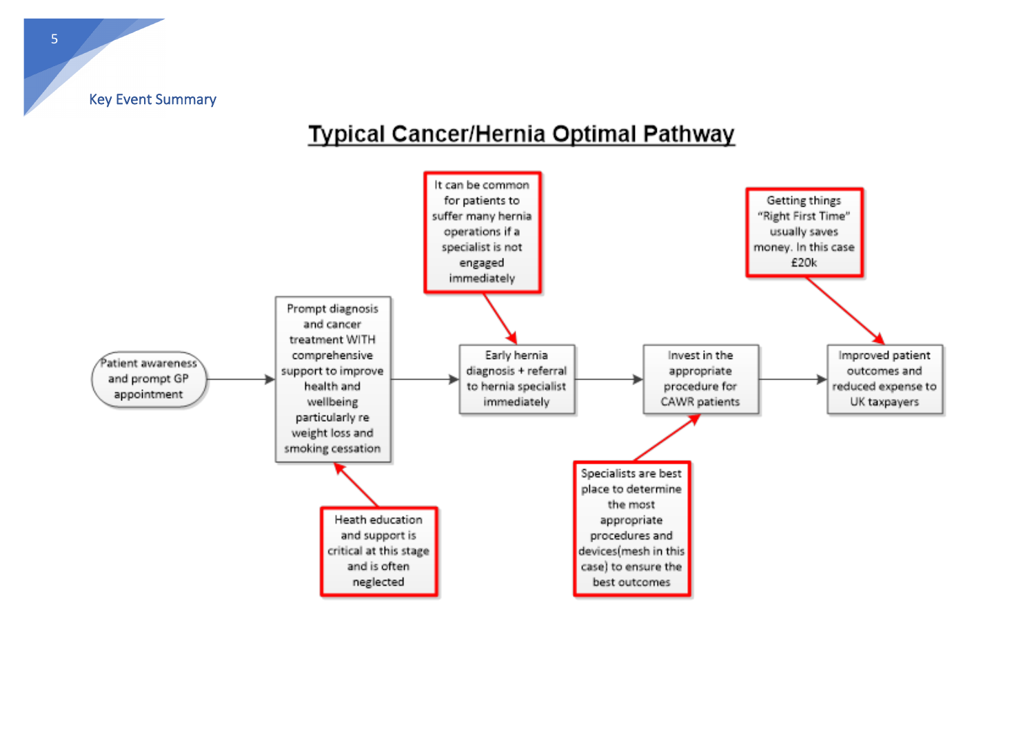Key Event Summary

## Typical Cancer/Hernia Optimal Pathway

Patient awareness and prompt GP appointment → Prompt diagnosis and cancer treatment WITH comprehensive support to improve health and wellbeing particularly re weight loss and smoking cessation → Early hernia diagnosis + referral to hernia specialist immediately → Invest in the appropriate procedure for CAWR patients → Improved patient outcomes and reduced expense to UK taxpayers

- Heath education and support is critical at this stage and is often neglected (→ Prompt diagnosis and cancer treatment WITH comprehensive support to improve health and wellbeing particularly re weight loss and smoking cessation)
- It can be common for patients to suffer many hernia operations if a specialist is not engaged immediately (→ Early hernia diagnosis + referral to hernia specialist immediately)
- Specialists are best place to determine the most appropriate procedures and devices(mesh in this case) to ensure the best outcomes (→ Invest in the appropriate procedure for CAWR patients)
- Getting things "Right First Time" usually saves money. In this case £20k (→ Improved patient outcomes and reduced expense to UK taxpayers)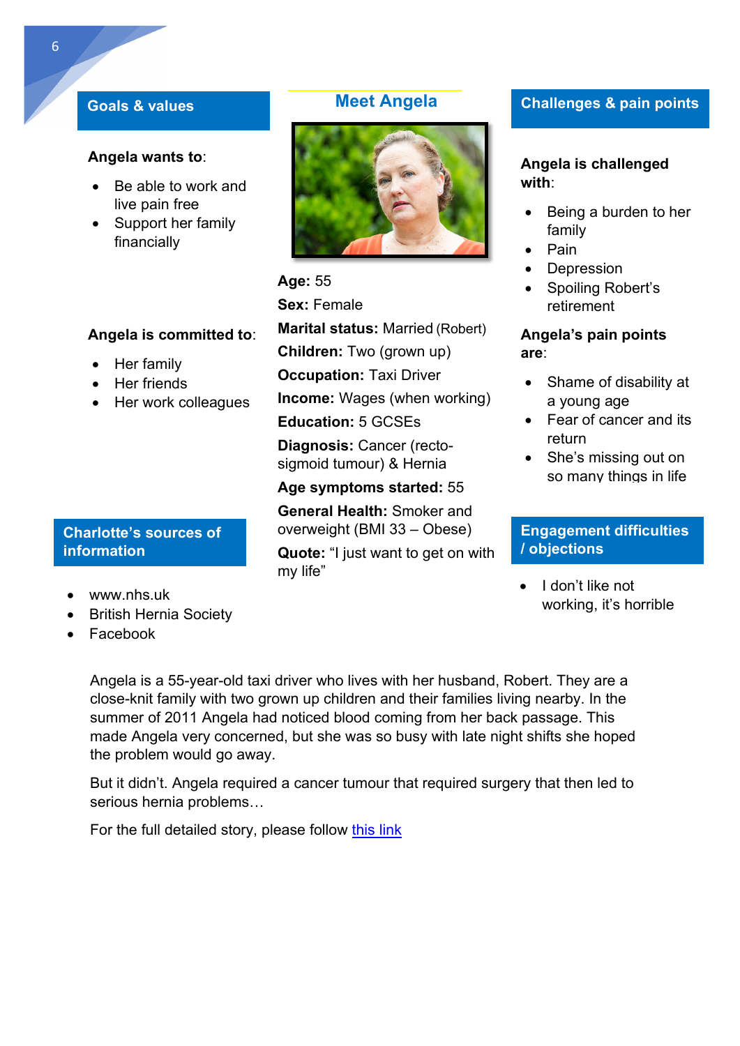## Meet Angela

**Age:** 55

**Sex:** Female

**Marital status:** Married (Robert)

**Children:** Two (grown up)

**Occupation:** Taxi Driver

**Income:** Wages (when working)

**Education:** 5 GCSEs

**Diagnosis:** Cancer (recto-sigmoid tumour) & Hernia

**Age symptoms started:** 55

**General Health:** Smoker and overweight (BMI 33 – Obese)

**Quote:** "I just want to get on with my life"

## Goals & values

**Angela wants to**:

- Be able to work and live pain free
- Support her family financially

**Angela is committed to**:

- Her family
- Her friends
- Her work colleagues

## Charlotte's sources of information

- www.nhs.uk
- British Hernia Society
- Facebook

## Challenges & pain points

**Angela is challenged with**:

- Being a burden to her family
- Pain
- Depression
- Spoiling Robert's retirement

**Angela's pain points are**:

- Shame of disability at a young age
- Fear of cancer and its return
- She's missing out on so many things in life

## Engagement difficulties / objections

- I don't like not working, it's horrible

Angela is a 55-year-old taxi driver who lives with her husband, Robert. They are a close-knit family with two grown up children and their families living nearby. In the summer of 2011 Angela had noticed blood coming from her back passage. This made Angela very concerned, but she was so busy with late night shifts she hoped the problem would go away.

But it didn't. Angela required a cancer tumour that required surgery that then led to serious hernia problems…

For the full detailed story, please follow [this link]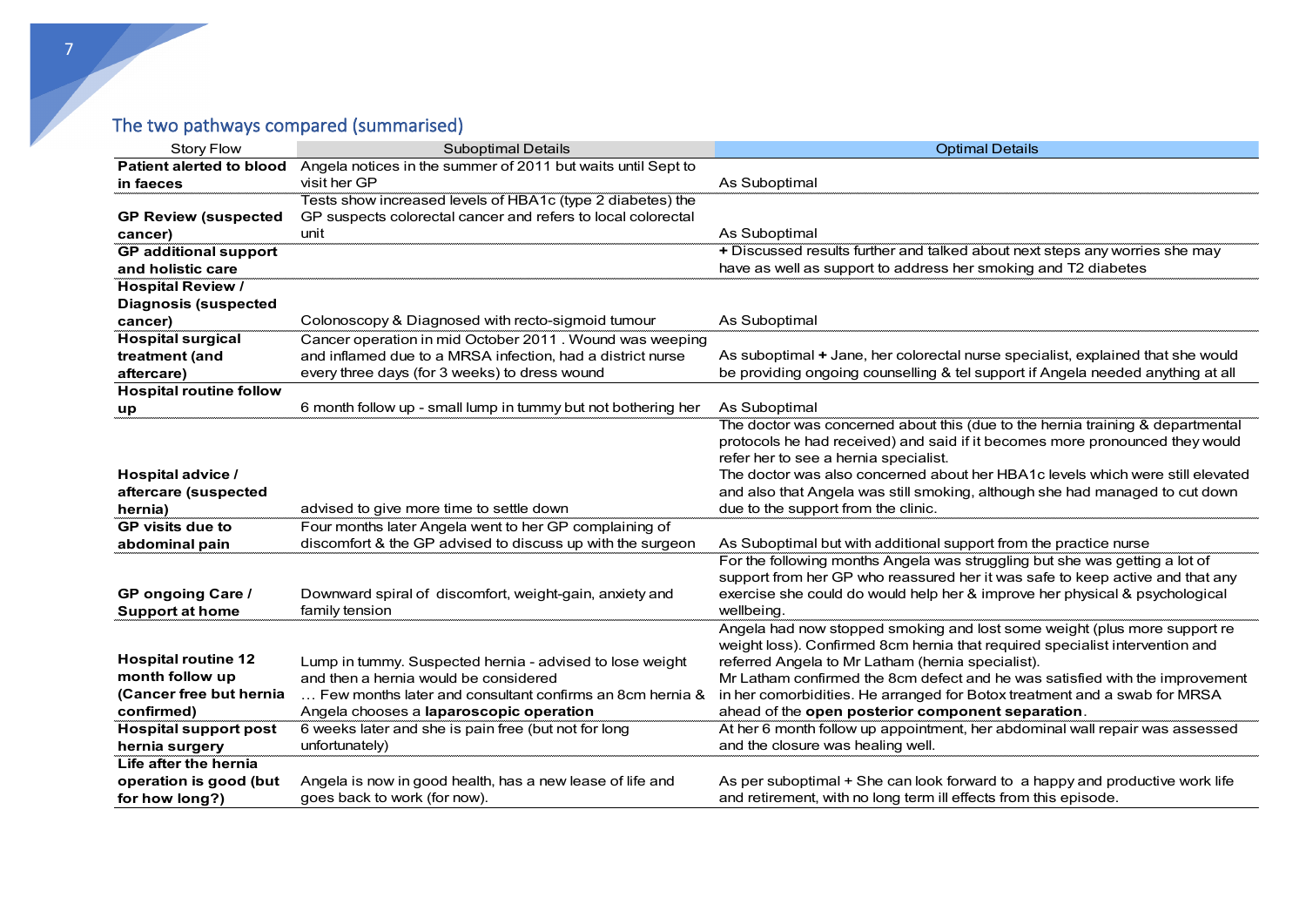## The two pathways compared (summarised)

| Story Flow | Suboptimal Details | Optimal Details |
|---|---|---|
| **Patient alerted to blood in faeces** | Angela notices in the summer of 2011 but waits until Sept to visit her GP | As Suboptimal |
| **GP Review (suspected cancer)** | Tests show increased levels of HBA1c (type 2 diabetes) the GP suspects colorectal cancer and refers to local colorectal unit | As Suboptimal |
| **GP additional support and holistic care** | | **+** Discussed results further and talked about next steps any worries she may have as well as support to address her smoking and T2 diabetes |
| **Hospital Review / Diagnosis (suspected cancer)** | Colonoscopy & Diagnosed with recto-sigmoid tumour | As Suboptimal |
| **Hospital surgical treatment (and aftercare)** | Cancer operation in mid October 2011 . Wound was weeping and inflamed due to a MRSA infection, had a district nurse every three days (for 3 weeks) to dress wound | As suboptimal **+** Jane, her colorectal nurse specialist, explained that she would be providing ongoing counselling & tel support if Angela needed anything at all |
| **Hospital routine follow up** | 6 month follow up - small lump in tummy but not bothering her | As Suboptimal |
| **Hospital advice / aftercare (suspected hernia)** | advised to give more time to settle down | The doctor was concerned about this (due to the hernia training & departmental protocols he had received) and said if it becomes more pronounced they would refer her to see a hernia specialist.<br>The doctor was also concerned about her HBA1c levels which were still elevated and also that Angela was still smoking, although she had managed to cut down due to the support from the clinic. |
| **GP visits due to abdominal pain** | Four months later Angela went to her GP complaining of discomfort & the GP advised to discuss up with the surgeon | As Suboptimal but with additional support from the practice nurse |
| **GP ongoing Care / Support at home** | Downward spiral of discomfort, weight-gain, anxiety and family tension | For the following months Angela was struggling but she was getting a lot of support from her GP who reassured her it was safe to keep active and that any exercise she could do would help her & improve her physical & psychological wellbeing. |
| **Hospital routine 12 month follow up (Cancer free but hernia confirmed)** | Lump in tummy. Suspected hernia - advised to lose weight and then a hernia would be considered<br>… Few months later and consultant confirms an 8cm hernia & Angela chooses a **laparoscopic operation** | Angela had now stopped smoking and lost some weight (plus more support re weight loss). Confirmed 8cm hernia that required specialist intervention and referred Angela to Mr Latham (hernia specialist).<br>Mr Latham confirmed the 8cm defect and he was satisfied with the improvement in her comorbidities. He arranged for Botox treatment and a swab for MRSA ahead of the **open posterior component separation**. |
| **Hospital support post hernia surgery** | 6 weeks later and she is pain free (but not for long unfortunately) | At her 6 month follow up appointment, her abdominal wall repair was assessed and the closure was healing well. |
| **Life after the hernia operation is good (but for how long?)** | Angela is now in good health, has a new lease of life and goes back to work (for now). | As per suboptimal + She can look forward to a happy and productive work life and retirement, with no long term ill effects from this episode. |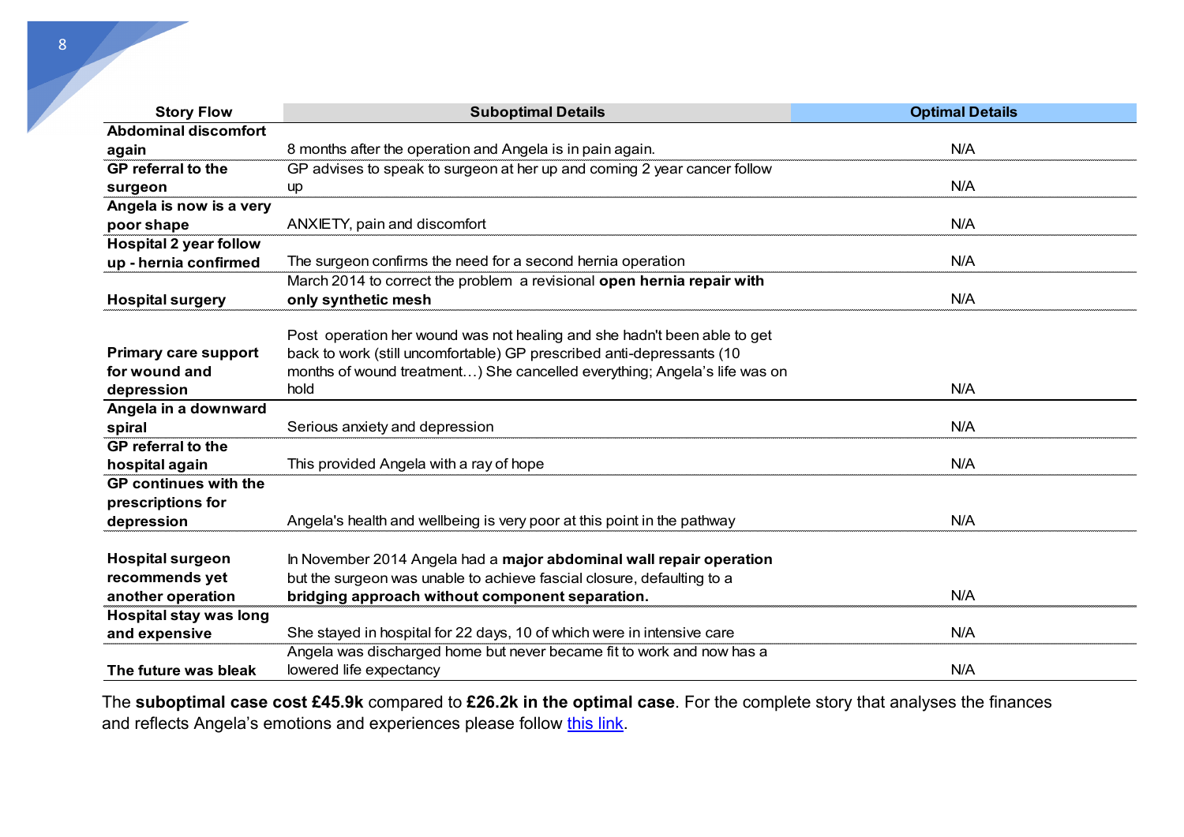| Story Flow | Suboptimal Details | Optimal Details |
|---|---|---|
| **Abdominal discomfort again** | 8 months after the operation and Angela is in pain again. | N/A |
| **GP referral to the surgeon** | GP advises to speak to surgeon at her up and coming 2 year cancer follow up | N/A |
| **Angela is now is a very poor shape** | ANXIETY, pain and discomfort | N/A |
| **Hospital 2 year follow up - hernia confirmed** | The surgeon confirms the need for a second hernia operation | N/A |
| **Hospital surgery** | March 2014 to correct the problem a revisional **open hernia repair with only synthetic mesh** | N/A |
| **Primary care support for wound and depression** | Post operation her wound was not healing and she hadn't been able to get back to work (still uncomfortable) GP prescribed anti-depressants (10 months of wound treatment…) She cancelled everything; Angela's life was on hold | N/A |
| **Angela in a downward spiral** | Serious anxiety and depression | N/A |
| **GP referral to the hospital again** | This provided Angela with a ray of hope | N/A |
| **GP continues with the prescriptions for depression** | Angela's health and wellbeing is very poor at this point in the pathway | N/A |
| **Hospital surgeon recommends yet another operation** | In November 2014 Angela had a **major abdominal wall repair operation** but the surgeon was unable to achieve fascial closure, defaulting to a **bridging approach without component separation.** | N/A |
| **Hospital stay was long and expensive** | She stayed in hospital for 22 days, 10 of which were in intensive care | N/A |
| **The future was bleak** | Angela was discharged home but never became fit to work and now has a lowered life expectancy | N/A |

The **suboptimal case cost £45.9k** compared to **£26.2k in the optimal case**. For the complete story that analyses the finances and reflects Angela's emotions and experiences please follow this link.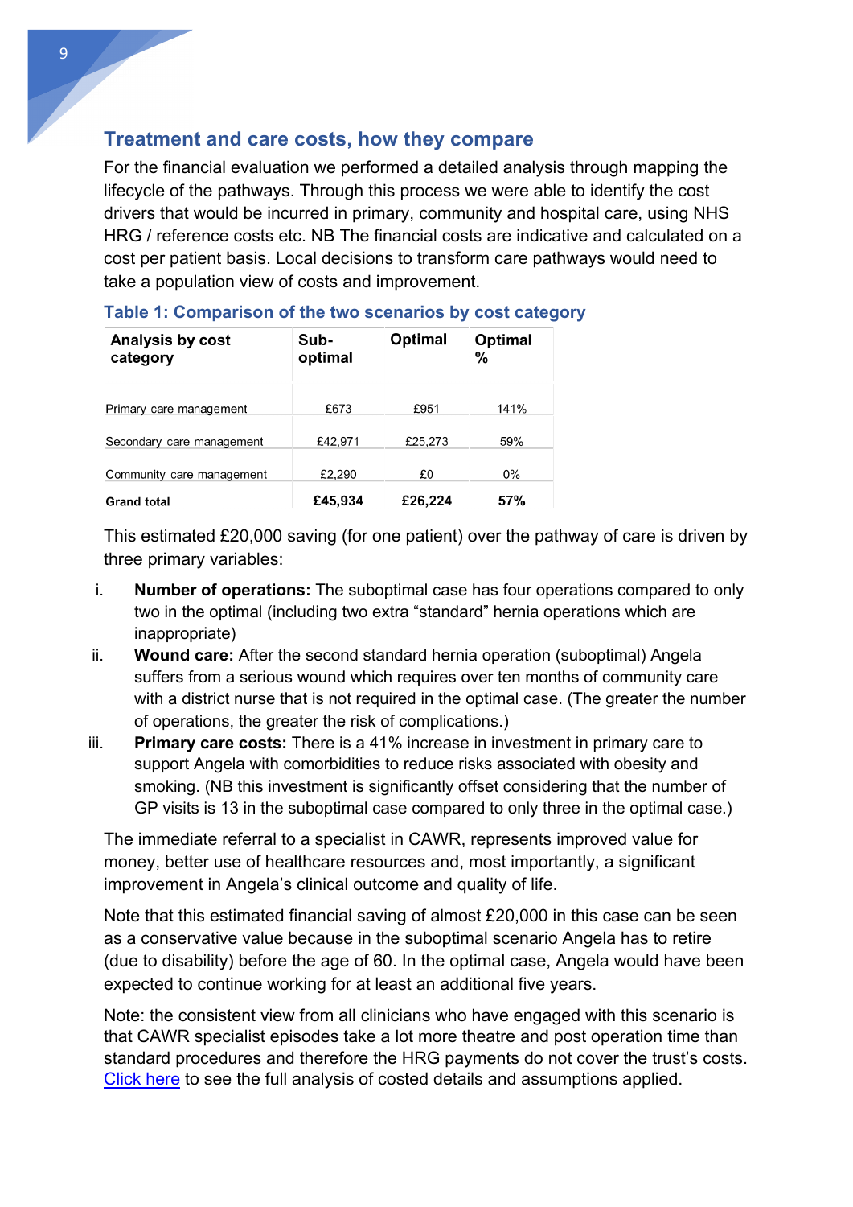## Treatment and care costs, how they compare

For the financial evaluation we performed a detailed analysis through mapping the lifecycle of the pathways. Through this process we were able to identify the cost drivers that would be incurred in primary, community and hospital care, using NHS HRG / reference costs etc. NB The financial costs are indicative and calculated on a cost per patient basis. Local decisions to transform care pathways would need to take a population view of costs and improvement.

### Table 1: Comparison of the two scenarios by cost category

| Analysis by cost category | Sub-optimal | Optimal | Optimal % |
|---|---|---|---|
| Primary care management | £673 | £951 | 141% |
| Secondary care management | £42,971 | £25,273 | 59% |
| Community care management | £2,290 | £0 | 0% |
| **Grand total** | **£45,934** | **£26,224** | **57%** |

This estimated £20,000 saving (for one patient) over the pathway of care is driven by three primary variables:

i. **Number of operations:** The suboptimal case has four operations compared to only two in the optimal (including two extra "standard" hernia operations which are inappropriate)
ii. **Wound care:** After the second standard hernia operation (suboptimal) Angela suffers from a serious wound which requires over ten months of community care with a district nurse that is not required in the optimal case. (The greater the number of operations, the greater the risk of complications.)
iii. **Primary care costs:** There is a 41% increase in investment in primary care to support Angela with comorbidities to reduce risks associated with obesity and smoking. (NB this investment is significantly offset considering that the number of GP visits is 13 in the suboptimal case compared to only three in the optimal case.)

The immediate referral to a specialist in CAWR, represents improved value for money, better use of healthcare resources and, most importantly, a significant improvement in Angela's clinical outcome and quality of life.

Note that this estimated financial saving of almost £20,000 in this case can be seen as a conservative value because in the suboptimal scenario Angela has to retire (due to disability) before the age of 60. In the optimal case, Angela would have been expected to continue working for at least an additional five years.

Note: the consistent view from all clinicians who have engaged with this scenario is that CAWR specialist episodes take a lot more theatre and post operation time than standard procedures and therefore the HRG payments do not cover the trust's costs. [Click here] to see the full analysis of costed details and assumptions applied.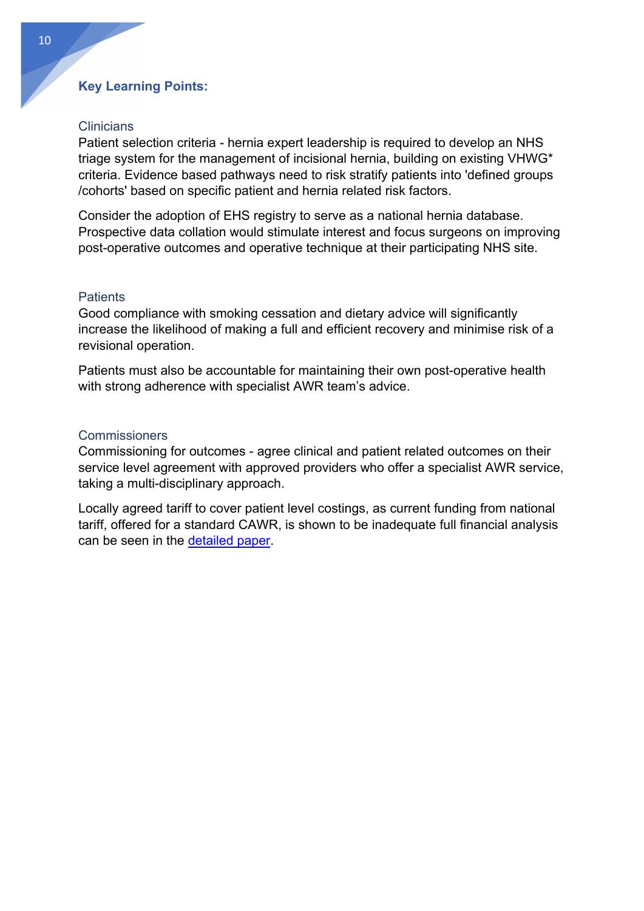## Key Learning Points:

### Clinicians

Patient selection criteria - hernia expert leadership is required to develop an NHS triage system for the management of incisional hernia, building on existing VHWG* criteria. Evidence based pathways need to risk stratify patients into 'defined groups /cohorts' based on specific patient and hernia related risk factors.

Consider the adoption of EHS registry to serve as a national hernia database. Prospective data collation would stimulate interest and focus surgeons on improving post-operative outcomes and operative technique at their participating NHS site.

### Patients

Good compliance with smoking cessation and dietary advice will significantly increase the likelihood of making a full and efficient recovery and minimise risk of a revisional operation.

Patients must also be accountable for maintaining their own post-operative health with strong adherence with specialist AWR team's advice.

### Commissioners

Commissioning for outcomes - agree clinical and patient related outcomes on their service level agreement with approved providers who offer a specialist AWR service, taking a multi-disciplinary approach.

Locally agreed tariff to cover patient level costings, as current funding from national tariff, offered for a standard CAWR, is shown to be inadequate full financial analysis can be seen in the detailed paper.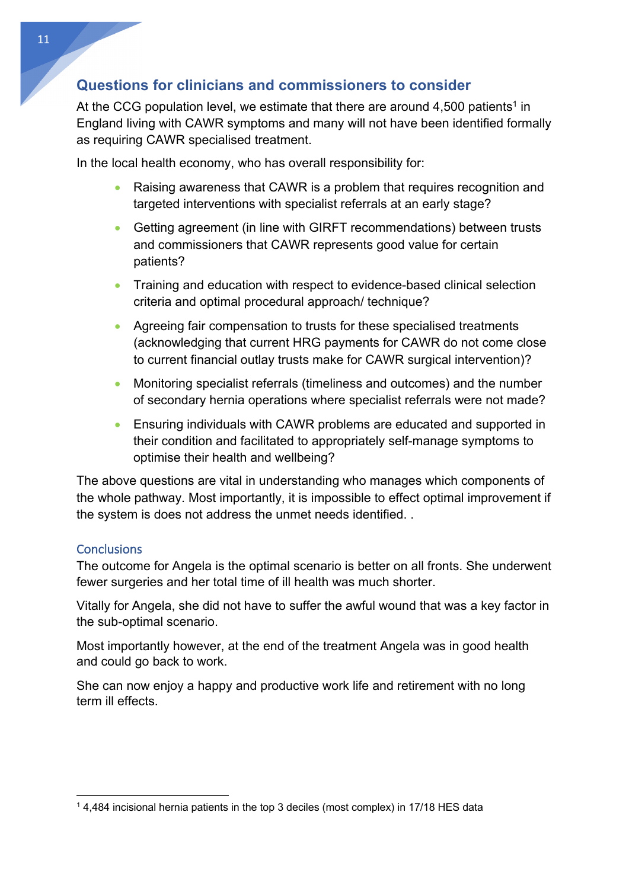## Questions for clinicians and commissioners to consider

At the CCG population level, we estimate that there are around 4,500 patients[1] in England living with CAWR symptoms and many will not have been identified formally as requiring CAWR specialised treatment.

In the local health economy, who has overall responsibility for:

- Raising awareness that CAWR is a problem that requires recognition and targeted interventions with specialist referrals at an early stage?
- Getting agreement (in line with GIRFT recommendations) between trusts and commissioners that CAWR represents good value for certain patients?
- Training and education with respect to evidence-based clinical selection criteria and optimal procedural approach/ technique?
- Agreeing fair compensation to trusts for these specialised treatments (acknowledging that current HRG payments for CAWR do not come close to current financial outlay trusts make for CAWR surgical intervention)?
- Monitoring specialist referrals (timeliness and outcomes) and the number of secondary hernia operations where specialist referrals were not made?
- Ensuring individuals with CAWR problems are educated and supported in their condition and facilitated to appropriately self-manage symptoms to optimise their health and wellbeing?

The above questions are vital in understanding who manages which components of the whole pathway. Most importantly, it is impossible to effect optimal improvement if the system is does not address the unmet needs identified. .

### Conclusions

The outcome for Angela is the optimal scenario is better on all fronts. She underwent fewer surgeries and her total time of ill health was much shorter.

Vitally for Angela, she did not have to suffer the awful wound that was a key factor in the sub-optimal scenario.

Most importantly however, at the end of the treatment Angela was in good health and could go back to work.

She can now enjoy a happy and productive work life and retirement with no long term ill effects.

---

[1] 4,484 incisional hernia patients in the top 3 deciles (most complex) in 17/18 HES data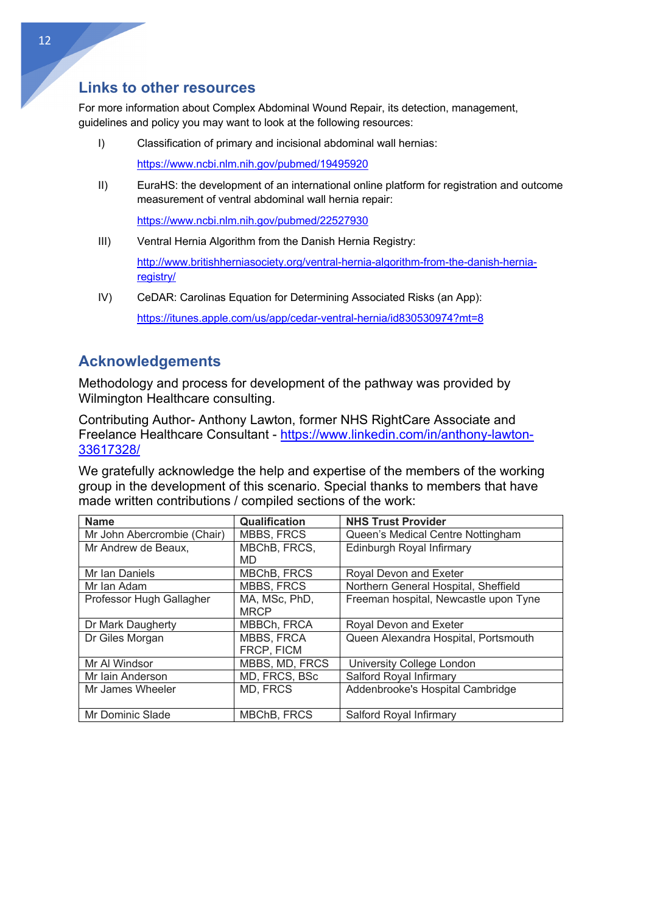## Links to other resources

For more information about Complex Abdominal Wound Repair, its detection, management, guidelines and policy you may want to look at the following resources:

I) Classification of primary and incisional abdominal wall hernias:

https://www.ncbi.nlm.nih.gov/pubmed/19495920

II) EuraHS: the development of an international online platform for registration and outcome measurement of ventral abdominal wall hernia repair:

https://www.ncbi.nlm.nih.gov/pubmed/22527930

III) Ventral Hernia Algorithm from the Danish Hernia Registry:

http://www.britishherniasociety.org/ventral-hernia-algorithm-from-the-danish-hernia-registry/

IV) CeDAR: Carolinas Equation for Determining Associated Risks (an App):

https://itunes.apple.com/us/app/cedar-ventral-hernia/id830530974?mt=8

## Acknowledgements

Methodology and process for development of the pathway was provided by Wilmington Healthcare consulting.

Contributing Author- Anthony Lawton, former NHS RightCare Associate and Freelance Healthcare Consultant - https://www.linkedin.com/in/anthony-lawton-33617328/

We gratefully acknowledge the help and expertise of the members of the working group in the development of this scenario. Special thanks to members that have made written contributions / compiled sections of the work:

| Name | Qualification | NHS Trust Provider |
|---|---|---|
| Mr John Abercrombie (Chair) | MBBS, FRCS | Queen's Medical Centre Nottingham |
| Mr Andrew de Beaux, | MBChB, FRCS, MD | Edinburgh Royal Infirmary |
| Mr Ian Daniels | MBChB, FRCS | Royal Devon and Exeter |
| Mr Ian Adam | MBBS, FRCS | Northern General Hospital, Sheffield |
| Professor Hugh Gallagher | MA, MSc, PhD, MRCP | Freeman hospital, Newcastle upon Tyne |
| Dr Mark Daugherty | MBBCh, FRCA | Royal Devon and Exeter |
| Dr Giles Morgan | MBBS, FRCA FRCP, FICM | Queen Alexandra Hospital, Portsmouth |
| Mr Al Windsor | MBBS, MD, FRCS | University College London |
| Mr Iain Anderson | MD, FRCS, BSc | Salford Royal Infirmary |
| Mr James Wheeler | MD, FRCS | Addenbrooke's Hospital Cambridge |
| Mr Dominic Slade | MBChB, FRCS | Salford Royal Infirmary |